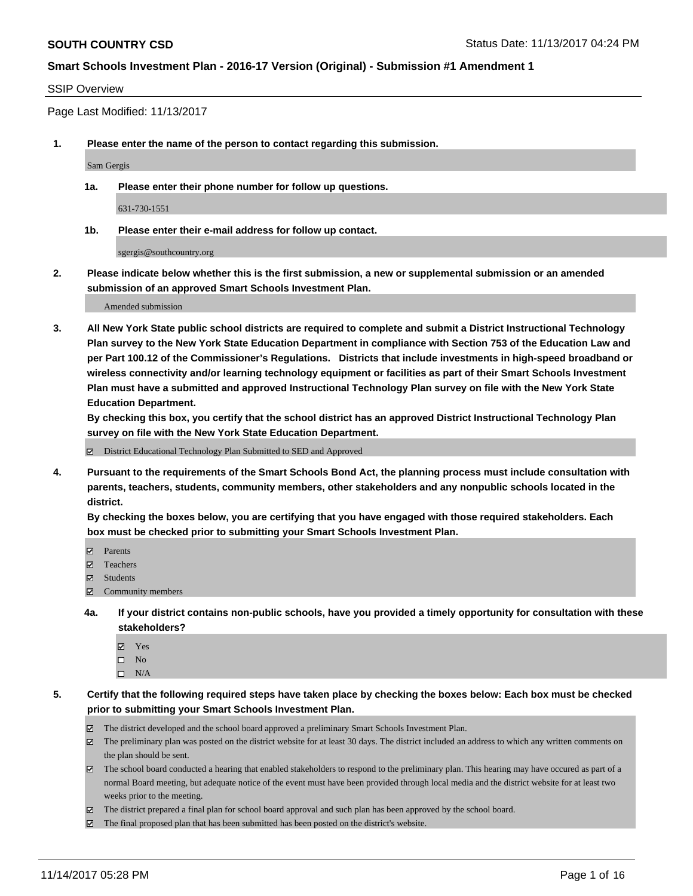**SOUTH COUNTRY CSD** Status Date: 11/13/2017 04:24 PM

**Smart Schools Investment Plan - 2016-17 Version (Original) - Submission #1 Amendment 1**

SSIP Overview

Page Last Modified: 11/13/2017

**1. Please enter the name of the person to contact regarding this submission.**

Sam Gergis

**1a. Please enter their phone number for follow up questions.**

631-730-1551

**1b. Please enter their e-mail address for follow up contact.**

sgergis@southcountry.org

**2. Please indicate below whether this is the first submission, a new or supplemental submission or an amended submission of an approved Smart Schools Investment Plan.**

Amended submission

**3. All New York State public school districts are required to complete and submit a District Instructional Technology Plan survey to the New York State Education Department in compliance with Section 753 of the Education Law and per Part 100.12 of the Commissioner's Regulations. Districts that include investments in high-speed broadband or wireless connectivity and/or learning technology equipment or facilities as part of their Smart Schools Investment Plan must have a submitted and approved Instructional Technology Plan survey on file with the New York State Education Department.**
**By checking this box, you certify that the school district has an approved District Instructional Technology Plan survey on file with the New York State Education Department.**

- ☑ District Educational Technology Plan Submitted to SED and Approved

**4. Pursuant to the requirements of the Smart Schools Bond Act, the planning process must include consultation with parents, teachers, students, community members, other stakeholders and any nonpublic schools located in the district.**
**By checking the boxes below, you are certifying that you have engaged with those required stakeholders. Each box must be checked prior to submitting your Smart Schools Investment Plan.**

- ☑ Parents
- ☑ Teachers
- ☑ Students
- ☑ Community members

**4a. If your district contains non-public schools, have you provided a timely opportunity for consultation with these stakeholders?**

- ☑ Yes
- ☐ No
- ☐ N/A

**5. Certify that the following required steps have taken place by checking the boxes below: Each box must be checked prior to submitting your Smart Schools Investment Plan.**

- ☑ The district developed and the school board approved a preliminary Smart Schools Investment Plan.
- ☑ The preliminary plan was posted on the district website for at least 30 days. The district included an address to which any written comments on the plan should be sent.
- ☑ The school board conducted a hearing that enabled stakeholders to respond to the preliminary plan. This hearing may have occured as part of a normal Board meeting, but adequate notice of the event must have been provided through local media and the district website for at least two weeks prior to the meeting.
- ☑ The district prepared a final plan for school board approval and such plan has been approved by the school board.
- ☑ The final proposed plan that has been submitted has been posted on the district's website.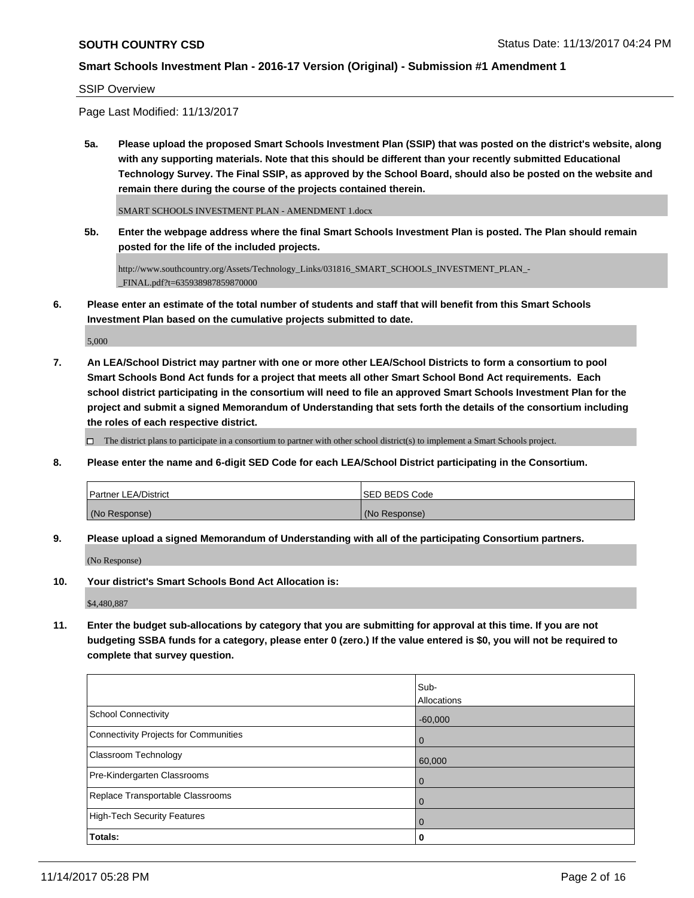SSIP Overview

Page Last Modified: 11/13/2017

**5a. Please upload the proposed Smart Schools Investment Plan (SSIP) that was posted on the district's website, along with any supporting materials. Note that this should be different than your recently submitted Educational Technology Survey. The Final SSIP, as approved by the School Board, should also be posted on the website and remain there during the course of the projects contained therein.**

SMART SCHOOLS INVESTMENT PLAN - AMENDMENT 1.docx

**5b. Enter the webpage address where the final Smart Schools Investment Plan is posted. The Plan should remain posted for the life of the included projects.**

http://www.southcountry.org/Assets/Technology_Links/031816_SMART_SCHOOLS_INVESTMENT_PLAN_-_FINAL.pdf?t=635938987859870000

**6. Please enter an estimate of the total number of students and staff that will benefit from this Smart Schools Investment Plan based on the cumulative projects submitted to date.**

5,000

**7. An LEA/School District may partner with one or more other LEA/School Districts to form a consortium to pool Smart Schools Bond Act funds for a project that meets all other Smart School Bond Act requirements. Each school district participating in the consortium will need to file an approved Smart Schools Investment Plan for the project and submit a signed Memorandum of Understanding that sets forth the details of the consortium including the roles of each respective district.**

☐ The district plans to participate in a consortium to partner with other school district(s) to implement a Smart Schools project.

**8. Please enter the name and 6-digit SED Code for each LEA/School District participating in the Consortium.**

| Partner LEA/District | SED BEDS Code |
|---|---|
| (No Response) | (No Response) |

**9. Please upload a signed Memorandum of Understanding with all of the participating Consortium partners.**

(No Response)

**10. Your district's Smart Schools Bond Act Allocation is:**

$4,480,887

**11. Enter the budget sub-allocations by category that you are submitting for approval at this time. If you are not budgeting SSBA funds for a category, please enter 0 (zero.) If the value entered is $0, you will not be required to complete that survey question.**

| | Sub-Allocations |
|---|---|
| School Connectivity | -60,000 |
| Connectivity Projects for Communities | 0 |
| Classroom Technology | 60,000 |
| Pre-Kindergarten Classrooms | 0 |
| Replace Transportable Classrooms | 0 |
| High-Tech Security Features | 0 |
| **Totals:** | **0** |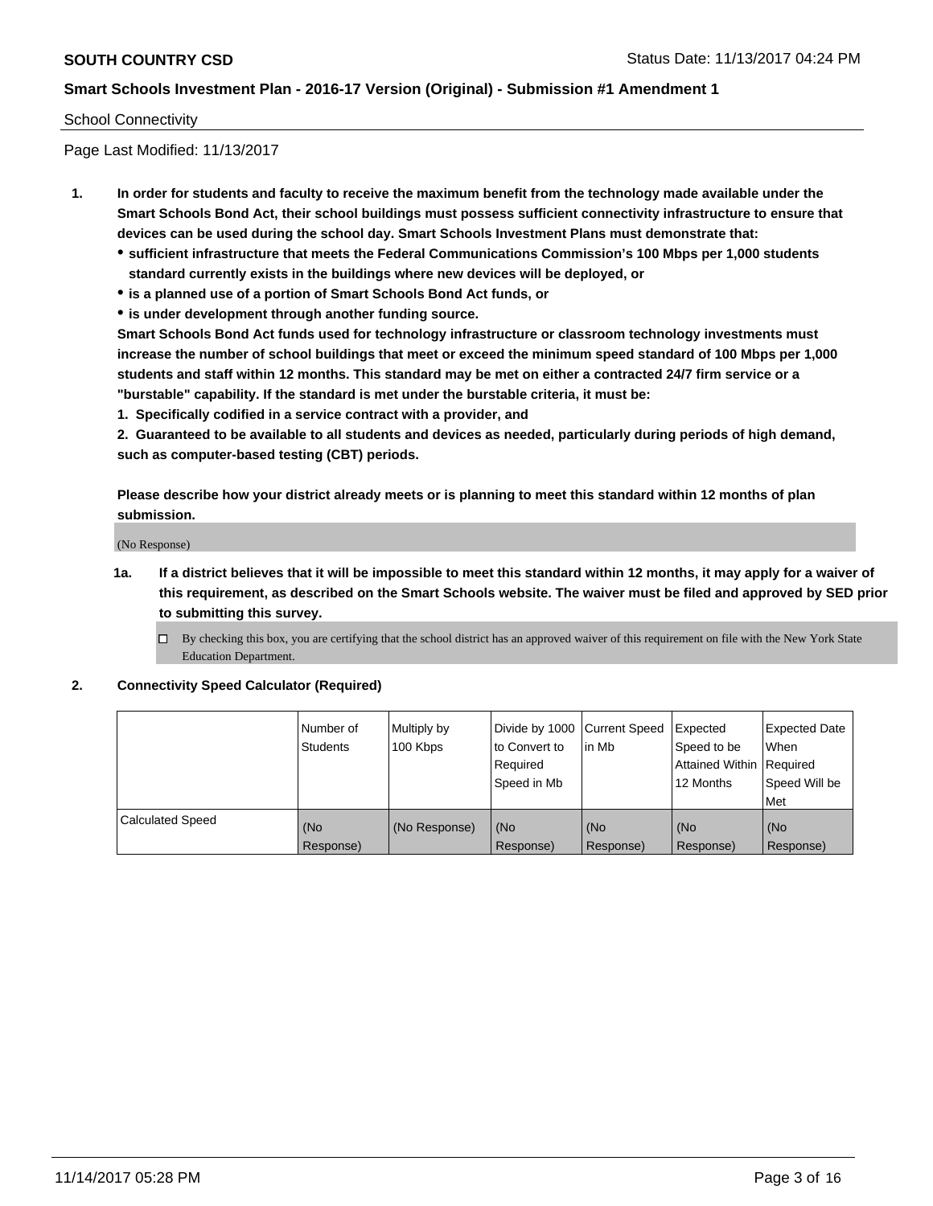School Connectivity

Page Last Modified: 11/13/2017

1. **In order for students and faculty to receive the maximum benefit from the technology made available under the Smart Schools Bond Act, their school buildings must possess sufficient connectivity infrastructure to ensure that devices can be used during the school day. Smart Schools Investment Plans must demonstrate that:**
   - **sufficient infrastructure that meets the Federal Communications Commission's 100 Mbps per 1,000 students standard currently exists in the buildings where new devices will be deployed, or**
   - **is a planned use of a portion of Smart Schools Bond Act funds, or**
   - **is under development through another funding source.**

   **Smart Schools Bond Act funds used for technology infrastructure or classroom technology investments must increase the number of school buildings that meet or exceed the minimum speed standard of 100 Mbps per 1,000 students and staff within 12 months. This standard may be met on either a contracted 24/7 firm service or a "burstable" capability. If the standard is met under the burstable criteria, it must be:**

   **1. Specifically codified in a service contract with a provider, and**

   **2. Guaranteed to be available to all students and devices as needed, particularly during periods of high demand, such as computer-based testing (CBT) periods.**

   **Please describe how your district already meets or is planning to meet this standard within 12 months of plan submission.**

   (No Response)

   **1a. If a district believes that it will be impossible to meet this standard within 12 months, it may apply for a waiver of this requirement, as described on the Smart Schools website. The waiver must be filed and approved by SED prior to submitting this survey.**

   ☐ By checking this box, you are certifying that the school district has an approved waiver of this requirement on file with the New York State Education Department.

2. **Connectivity Speed Calculator (Required)**

| | Number of Students | Multiply by 100 Kbps | Divide by 1000 to Convert to Required Speed in Mb | Current Speed in Mb | Expected Speed to be Attained Within 12 Months | Expected Date When Required Speed Will be Met |
|---|---|---|---|---|---|---|
| Calculated Speed | (No Response) | (No Response) | (No Response) | (No Response) | (No Response) | (No Response) |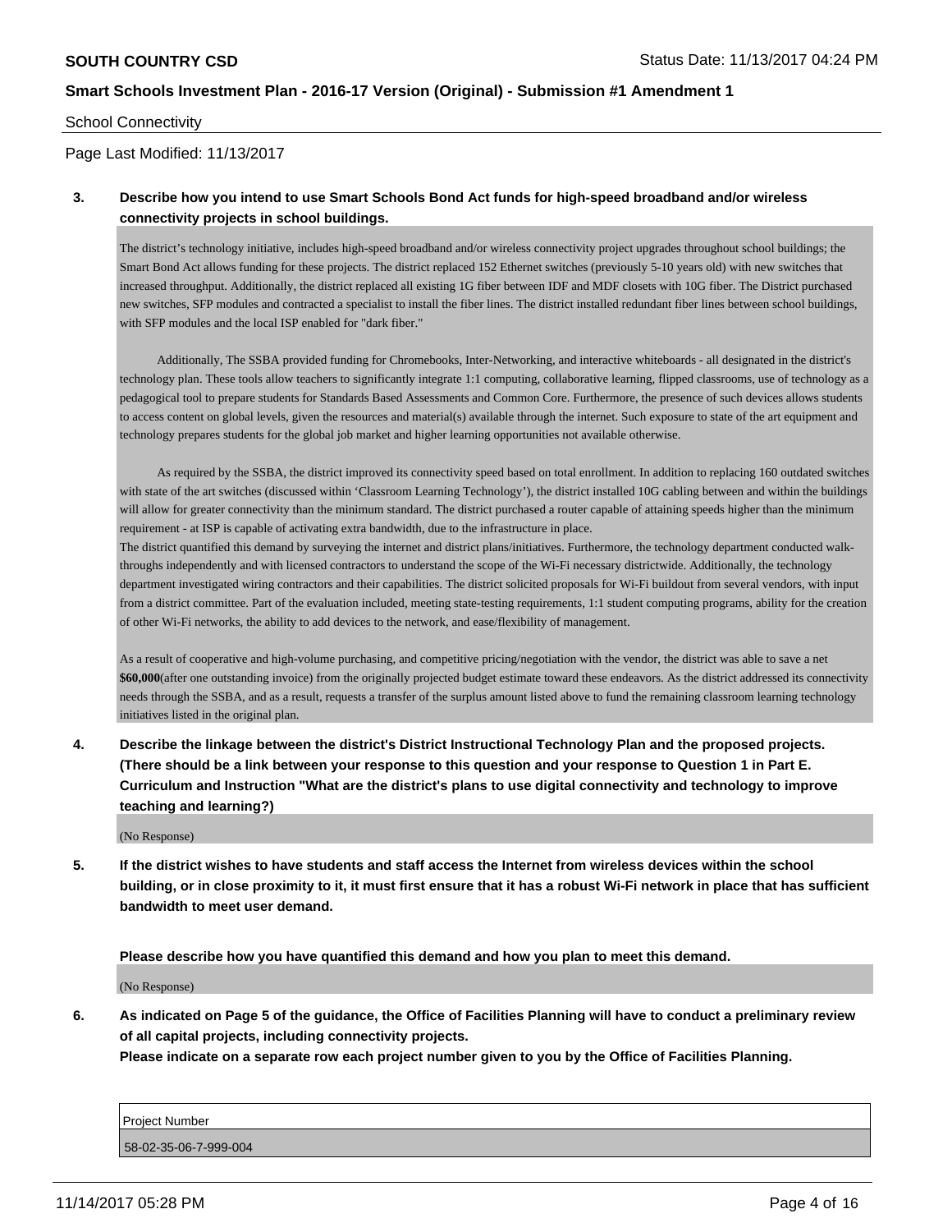School Connectivity

Page Last Modified: 11/13/2017

**3. Describe how you intend to use Smart Schools Bond Act funds for high-speed broadband and/or wireless connectivity projects in school buildings.**

The district's technology initiative, includes high-speed broadband and/or wireless connectivity project upgrades throughout school buildings; the Smart Bond Act allows funding for these projects. The district replaced 152 Ethernet switches (previously 5-10 years old) with new switches that increased throughput. Additionally, the district replaced all existing 1G fiber between IDF and MDF closets with 10G fiber. The District purchased new switches, SFP modules and contracted a specialist to install the fiber lines. The district installed redundant fiber lines between school buildings, with SFP modules and the local ISP enabled for "dark fiber."

Additionally, The SSBA provided funding for Chromebooks, Inter-Networking, and interactive whiteboards - all designated in the district's technology plan. These tools allow teachers to significantly integrate 1:1 computing, collaborative learning, flipped classrooms, use of technology as a pedagogical tool to prepare students for Standards Based Assessments and Common Core. Furthermore, the presence of such devices allows students to access content on global levels, given the resources and material(s) available through the internet. Such exposure to state of the art equipment and technology prepares students for the global job market and higher learning opportunities not available otherwise.

As required by the SSBA, the district improved its connectivity speed based on total enrollment. In addition to replacing 160 outdated switches with state of the art switches (discussed within 'Classroom Learning Technology'), the district installed 10G cabling between and within the buildings will allow for greater connectivity than the minimum standard. The district purchased a router capable of attaining speeds higher than the minimum requirement - at ISP is capable of activating extra bandwidth, due to the infrastructure in place.
The district quantified this demand by surveying the internet and district plans/initiatives. Furthermore, the technology department conducted walk-throughs independently and with licensed contractors to understand the scope of the Wi-Fi necessary districtwide. Additionally, the technology department investigated wiring contractors and their capabilities. The district solicited proposals for Wi-Fi buildout from several vendors, with input from a district committee. Part of the evaluation included, meeting state-testing requirements, 1:1 student computing programs, ability for the creation of other Wi-Fi networks, the ability to add devices to the network, and ease/flexibility of management.

As a result of cooperative and high-volume purchasing, and competitive pricing/negotiation with the vendor, the district was able to save a net **$60,000**(after one outstanding invoice) from the originally projected budget estimate toward these endeavors. As the district addressed its connectivity needs through the SSBA, and as a result, requests a transfer of the surplus amount listed above to fund the remaining classroom learning technology initiatives listed in the original plan.

**4. Describe the linkage between the district's District Instructional Technology Plan and the proposed projects. (There should be a link between your response to this question and your response to Question 1 in Part E. Curriculum and Instruction "What are the district's plans to use digital connectivity and technology to improve teaching and learning?)**

(No Response)

**5. If the district wishes to have students and staff access the Internet from wireless devices within the school building, or in close proximity to it, it must first ensure that it has a robust Wi-Fi network in place that has sufficient bandwidth to meet user demand.**

**Please describe how you have quantified this demand and how you plan to meet this demand.**

(No Response)

**6. As indicated on Page 5 of the guidance, the Office of Facilities Planning will have to conduct a preliminary review of all capital projects, including connectivity projects.**
**Please indicate on a separate row each project number given to you by the Office of Facilities Planning.**

| Project Number |
| --- |
| 58-02-35-06-7-999-004 |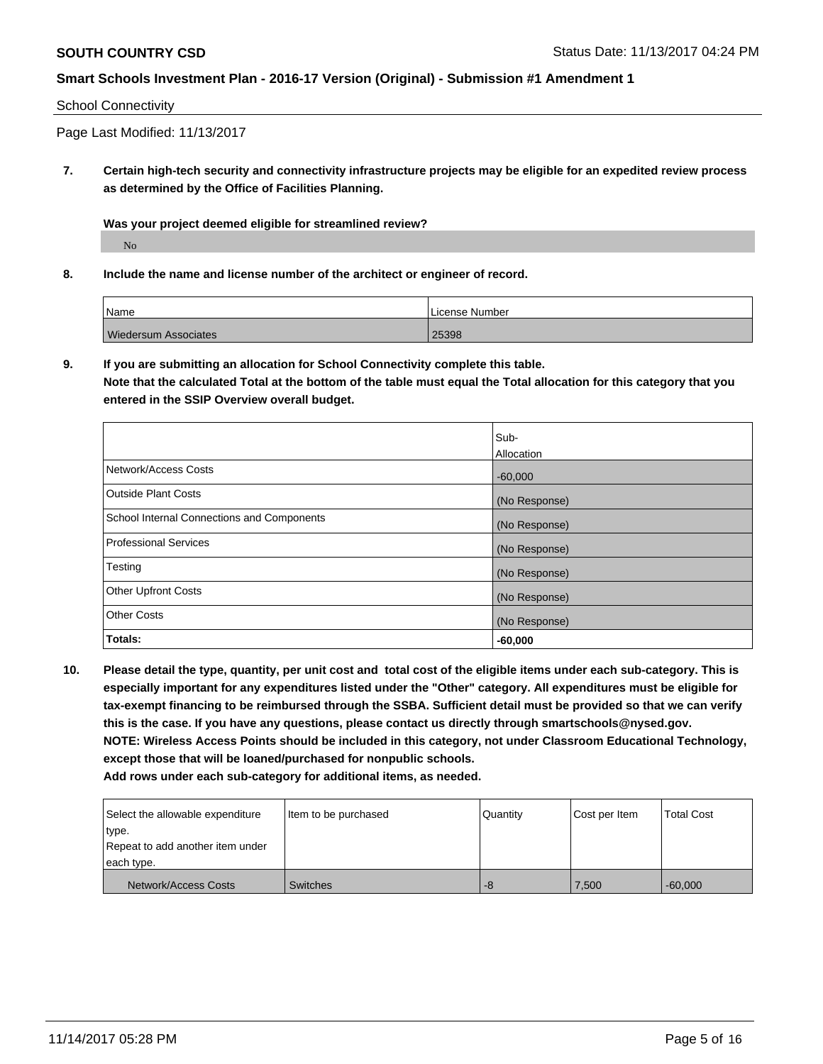School Connectivity

Page Last Modified: 11/13/2017

**7. Certain high-tech security and connectivity infrastructure projects may be eligible for an expedited review process as determined by the Office of Facilities Planning.**

**Was your project deemed eligible for streamlined review?**

No

**8. Include the name and license number of the architect or engineer of record.**

| Name | License Number |
|---|---|
| Wiedersum Associates | 25398 |

**9. If you are submitting an allocation for School Connectivity complete this table. Note that the calculated Total at the bottom of the table must equal the Total allocation for this category that you entered in the SSIP Overview overall budget.**

| | Sub-Allocation |
|---|---|
| Network/Access Costs | -60,000 |
| Outside Plant Costs | (No Response) |
| School Internal Connections and Components | (No Response) |
| Professional Services | (No Response) |
| Testing | (No Response) |
| Other Upfront Costs | (No Response) |
| Other Costs | (No Response) |
| **Totals:** | **-60,000** |

**10. Please detail the type, quantity, per unit cost and total cost of the eligible items under each sub-category. This is especially important for any expenditures listed under the "Other" category. All expenditures must be eligible for tax-exempt financing to be reimbursed through the SSBA. Sufficient detail must be provided so that we can verify this is the case. If you have any questions, please contact us directly through smartschools@nysed.gov. NOTE: Wireless Access Points should be included in this category, not under Classroom Educational Technology, except those that will be loaned/purchased for nonpublic schools. Add rows under each sub-category for additional items, as needed.**

| Select the allowable expenditure type. Repeat to add another item under each type. | Item to be purchased | Quantity | Cost per Item | Total Cost |
|---|---|---|---|---|
| Network/Access Costs | Switches | -8 | 7,500 | -60,000 |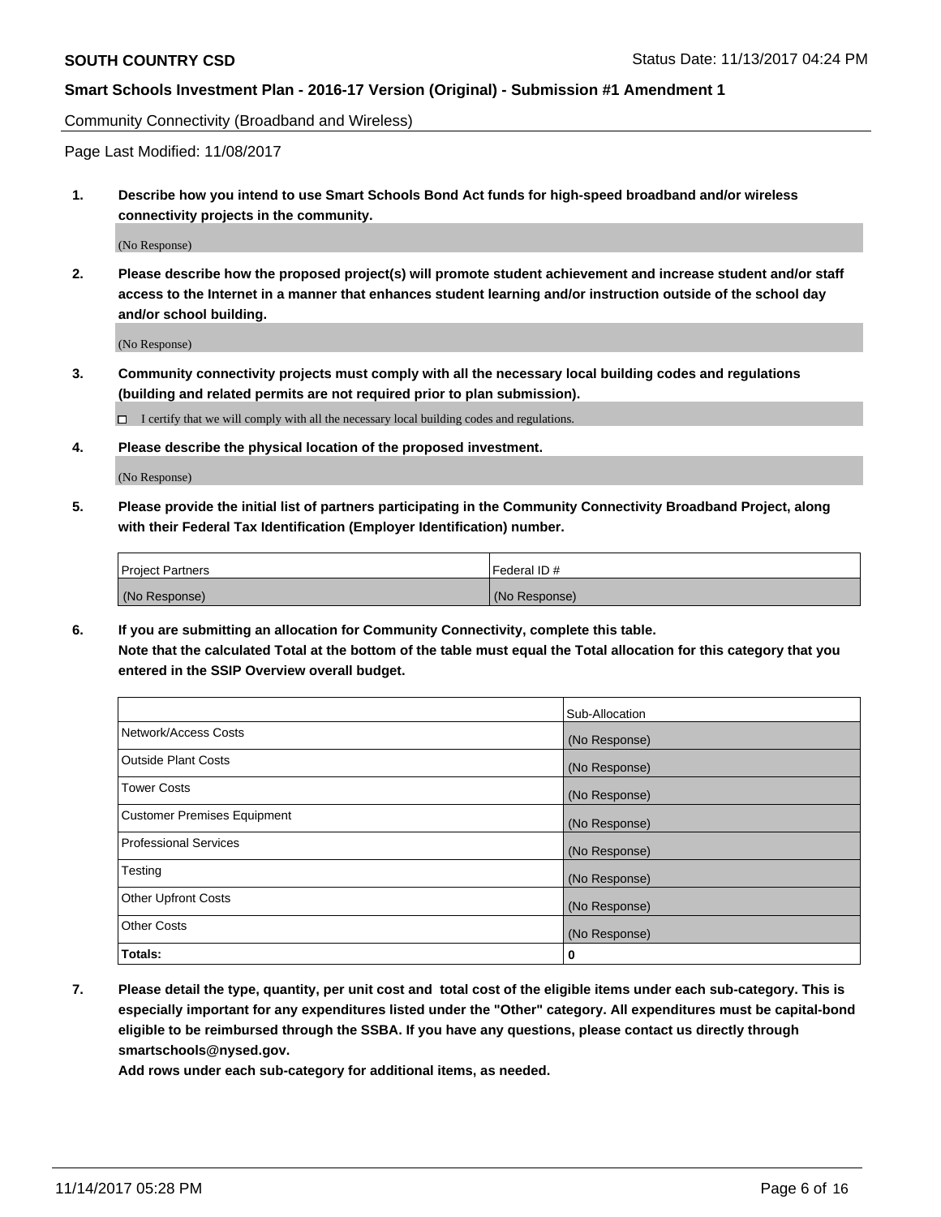Community Connectivity (Broadband and Wireless)

Page Last Modified: 11/08/2017

**1. Describe how you intend to use Smart Schools Bond Act funds for high-speed broadband and/or wireless connectivity projects in the community.**

(No Response)

**2. Please describe how the proposed project(s) will promote student achievement and increase student and/or staff access to the Internet in a manner that enhances student learning and/or instruction outside of the school day and/or school building.**

(No Response)

**3. Community connectivity projects must comply with all the necessary local building codes and regulations (building and related permits are not required prior to plan submission).**

☐ I certify that we will comply with all the necessary local building codes and regulations.

**4. Please describe the physical location of the proposed investment.**

(No Response)

**5. Please provide the initial list of partners participating in the Community Connectivity Broadband Project, along with their Federal Tax Identification (Employer Identification) number.**

| Project Partners | Federal ID # |
|---|---|
| (No Response) | (No Response) |

**6. If you are submitting an allocation for Community Connectivity, complete this table. Note that the calculated Total at the bottom of the table must equal the Total allocation for this category that you entered in the SSIP Overview overall budget.**

| | Sub-Allocation |
|---|---|
| Network/Access Costs | (No Response) |
| Outside Plant Costs | (No Response) |
| Tower Costs | (No Response) |
| Customer Premises Equipment | (No Response) |
| Professional Services | (No Response) |
| Testing | (No Response) |
| Other Upfront Costs | (No Response) |
| Other Costs | (No Response) |
| **Totals:** | **0** |

**7. Please detail the type, quantity, per unit cost and total cost of the eligible items under each sub-category. This is especially important for any expenditures listed under the "Other" category. All expenditures must be capital-bond eligible to be reimbursed through the SSBA. If you have any questions, please contact us directly through smartschools@nysed.gov.**

**Add rows under each sub-category for additional items, as needed.**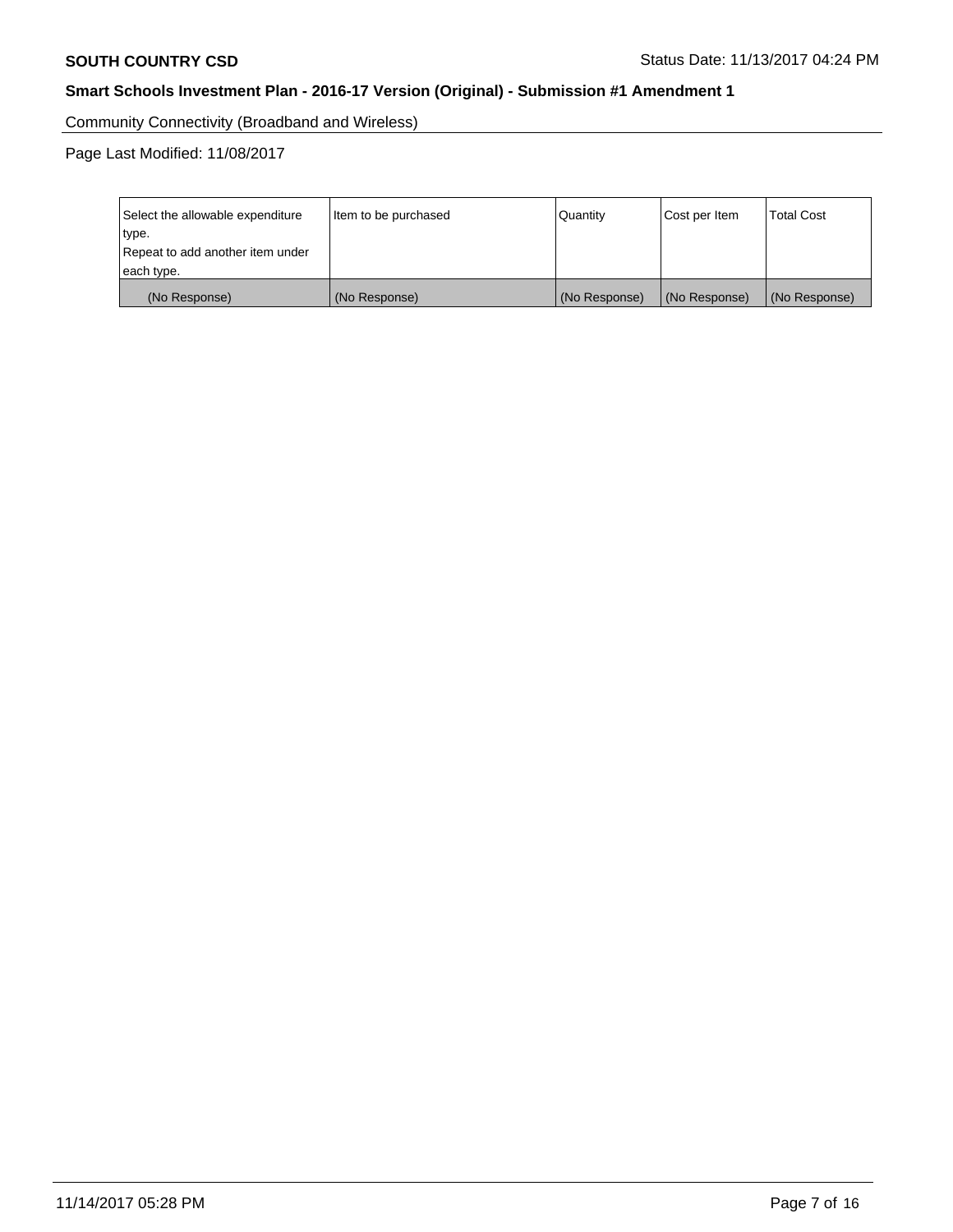Community Connectivity (Broadband and Wireless)

Page Last Modified: 11/08/2017

| Select the allowable expenditure type. Repeat to add another item under each type. | Item to be purchased | Quantity | Cost per Item | Total Cost |
|---|---|---|---|---|
| (No Response) | (No Response) | (No Response) | (No Response) | (No Response) |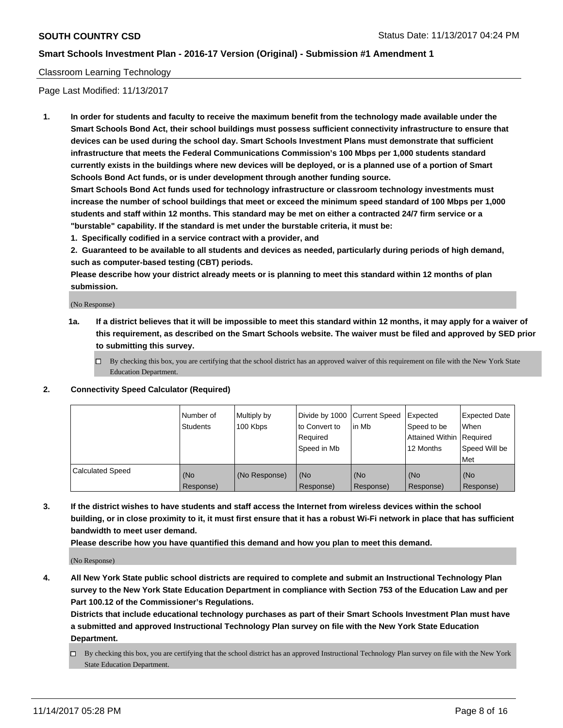Classroom Learning Technology

Page Last Modified: 11/13/2017

**1. In order for students and faculty to receive the maximum benefit from the technology made available under the Smart Schools Bond Act, their school buildings must possess sufficient connectivity infrastructure to ensure that devices can be used during the school day. Smart Schools Investment Plans must demonstrate that sufficient infrastructure that meets the Federal Communications Commission's 100 Mbps per 1,000 students standard currently exists in the buildings where new devices will be deployed, or is a planned use of a portion of Smart Schools Bond Act funds, or is under development through another funding source.**

**Smart Schools Bond Act funds used for technology infrastructure or classroom technology investments must increase the number of school buildings that meet or exceed the minimum speed standard of 100 Mbps per 1,000 students and staff within 12 months. This standard may be met on either a contracted 24/7 firm service or a "burstable" capability. If the standard is met under the burstable criteria, it must be:**

**1. Specifically codified in a service contract with a provider, and**

**2. Guaranteed to be available to all students and devices as needed, particularly during periods of high demand, such as computer-based testing (CBT) periods.**

**Please describe how your district already meets or is planning to meet this standard within 12 months of plan submission.**

(No Response)

**1a. If a district believes that it will be impossible to meet this standard within 12 months, it may apply for a waiver of this requirement, as described on the Smart Schools website. The waiver must be filed and approved by SED prior to submitting this survey.**

☐ By checking this box, you are certifying that the school district has an approved waiver of this requirement on file with the New York State Education Department.

**2. Connectivity Speed Calculator (Required)**

| | Number of Students | Multiply by 100 Kbps | Divide by 1000 to Convert to Required Speed in Mb | Current Speed in Mb | Expected Speed to be Attained Within 12 Months | Expected Date When Required Speed Will be Met |
|---|---|---|---|---|---|---|
| Calculated Speed | (No Response) | (No Response) | (No Response) | (No Response) | (No Response) | (No Response) |

**3. If the district wishes to have students and staff access the Internet from wireless devices within the school building, or in close proximity to it, it must first ensure that it has a robust Wi-Fi network in place that has sufficient bandwidth to meet user demand.**

**Please describe how you have quantified this demand and how you plan to meet this demand.**

(No Response)

**4. All New York State public school districts are required to complete and submit an Instructional Technology Plan survey to the New York State Education Department in compliance with Section 753 of the Education Law and per Part 100.12 of the Commissioner's Regulations.**

**Districts that include educational technology purchases as part of their Smart Schools Investment Plan must have a submitted and approved Instructional Technology Plan survey on file with the New York State Education Department.**

☐ By checking this box, you are certifying that the school district has an approved Instructional Technology Plan survey on file with the New York State Education Department.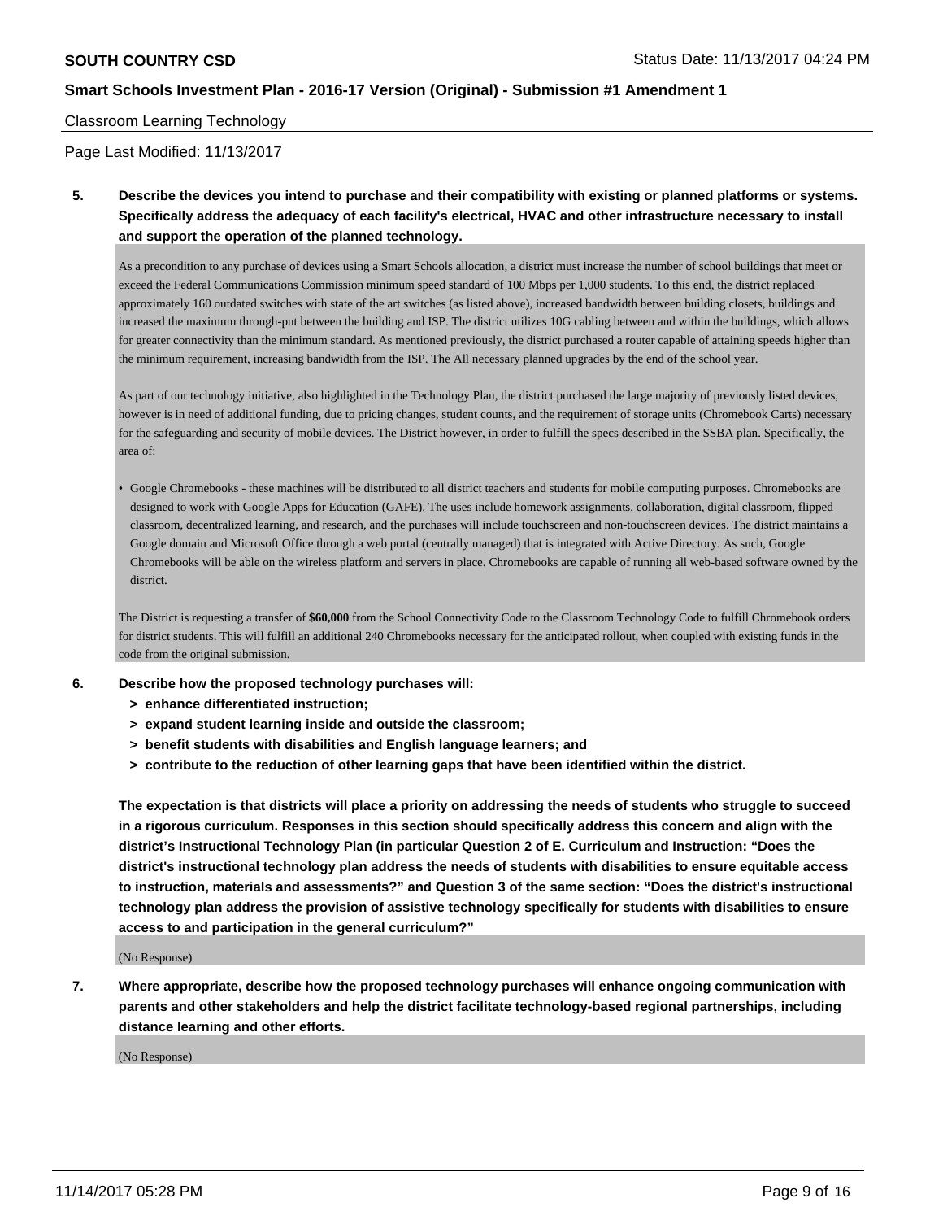Classroom Learning Technology

Page Last Modified: 11/13/2017

**5. Describe the devices you intend to purchase and their compatibility with existing or planned platforms or systems. Specifically address the adequacy of each facility's electrical, HVAC and other infrastructure necessary to install and support the operation of the planned technology.**

As a precondition to any purchase of devices using a Smart Schools allocation, a district must increase the number of school buildings that meet or exceed the Federal Communications Commission minimum speed standard of 100 Mbps per 1,000 students. To this end, the district replaced approximately 160 outdated switches with state of the art switches (as listed above), increased bandwidth between building closets, buildings and increased the maximum through-put between the building and ISP. The district utilizes 10G cabling between and within the buildings, which allows for greater connectivity than the minimum standard. As mentioned previously, the district purchased a router capable of attaining speeds higher than the minimum requirement, increasing bandwidth from the ISP. The All necessary planned upgrades by the end of the school year.

As part of our technology initiative, also highlighted in the Technology Plan, the district purchased the large majority of previously listed devices, however is in need of additional funding, due to pricing changes, student counts, and the requirement of storage units (Chromebook Carts) necessary for the safeguarding and security of mobile devices. The District however, in order to fulfill the specs described in the SSBA plan. Specifically, the area of:

- Google Chromebooks - these machines will be distributed to all district teachers and students for mobile computing purposes. Chromebooks are designed to work with Google Apps for Education (GAFE). The uses include homework assignments, collaboration, digital classroom, flipped classroom, decentralized learning, and research, and the purchases will include touchscreen and non-touchscreen devices. The district maintains a Google domain and Microsoft Office through a web portal (centrally managed) that is integrated with Active Directory. As such, Google Chromebooks will be able on the wireless platform and servers in place. Chromebooks are capable of running all web-based software owned by the district.

The District is requesting a transfer of **$60,000** from the School Connectivity Code to the Classroom Technology Code to fulfill Chromebook orders for district students. This will fulfill an additional 240 Chromebooks necessary for the anticipated rollout, when coupled with existing funds in the code from the original submission.

**6. Describe how the proposed technology purchases will:**
**> enhance differentiated instruction;**
**> expand student learning inside and outside the classroom;**
**> benefit students with disabilities and English language learners; and**
**> contribute to the reduction of other learning gaps that have been identified within the district.**

**The expectation is that districts will place a priority on addressing the needs of students who struggle to succeed in a rigorous curriculum. Responses in this section should specifically address this concern and align with the district's Instructional Technology Plan (in particular Question 2 of E. Curriculum and Instruction: "Does the district's instructional technology plan address the needs of students with disabilities to ensure equitable access to instruction, materials and assessments?" and Question 3 of the same section: "Does the district's instructional technology plan address the provision of assistive technology specifically for students with disabilities to ensure access to and participation in the general curriculum?"**

(No Response)

**7. Where appropriate, describe how the proposed technology purchases will enhance ongoing communication with parents and other stakeholders and help the district facilitate technology-based regional partnerships, including distance learning and other efforts.**

(No Response)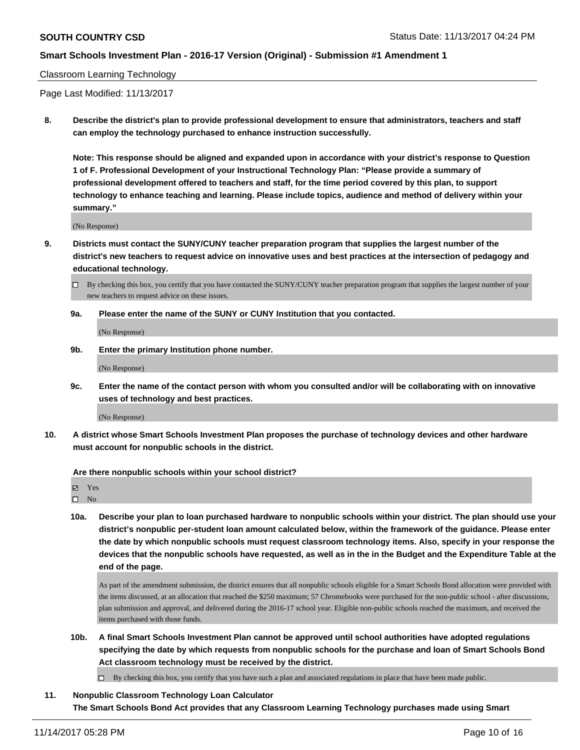Classroom Learning Technology

Page Last Modified: 11/13/2017

**8. Describe the district's plan to provide professional development to ensure that administrators, teachers and staff can employ the technology purchased to enhance instruction successfully.**

**Note: This response should be aligned and expanded upon in accordance with your district's response to Question 1 of F. Professional Development of your Instructional Technology Plan: "Please provide a summary of professional development offered to teachers and staff, for the time period covered by this plan, to support technology to enhance teaching and learning. Please include topics, audience and method of delivery within your summary."**

(No Response)

**9. Districts must contact the SUNY/CUNY teacher preparation program that supplies the largest number of the district's new teachers to request advice on innovative uses and best practices at the intersection of pedagogy and educational technology.**

☐ By checking this box, you certify that you have contacted the SUNY/CUNY teacher preparation program that supplies the largest number of your new teachers to request advice on these issues.

**9a. Please enter the name of the SUNY or CUNY Institution that you contacted.**

(No Response)

**9b. Enter the primary Institution phone number.**

(No Response)

**9c. Enter the name of the contact person with whom you consulted and/or will be collaborating with on innovative uses of technology and best practices.**

(No Response)

**10. A district whose Smart Schools Investment Plan proposes the purchase of technology devices and other hardware must account for nonpublic schools in the district.**

**Are there nonpublic schools within your school district?**

☑ Yes
☐ No

**10a. Describe your plan to loan purchased hardware to nonpublic schools within your district. The plan should use your district's nonpublic per-student loan amount calculated below, within the framework of the guidance. Please enter the date by which nonpublic schools must request classroom technology items. Also, specify in your response the devices that the nonpublic schools have requested, as well as in the in the Budget and the Expenditure Table at the end of the page.**

As part of the amendment submission, the district ensures that all nonpublic schools eligible for a Smart Schools Bond allocation were provided with the items discussed, at an allocation that reached the $250 maximum; 57 Chromebooks were purchased for the non-public school - after discussions, plan submission and approval, and delivered during the 2016-17 school year. Eligible non-public schools reached the maximum, and received the items purchased with those funds.

**10b. A final Smart Schools Investment Plan cannot be approved until school authorities have adopted regulations specifying the date by which requests from nonpublic schools for the purchase and loan of Smart Schools Bond Act classroom technology must be received by the district.**

☐ By checking this box, you certify that you have such a plan and associated regulations in place that have been made public.

**11. Nonpublic Classroom Technology Loan Calculator**

**The Smart Schools Bond Act provides that any Classroom Learning Technology purchases made using Smart**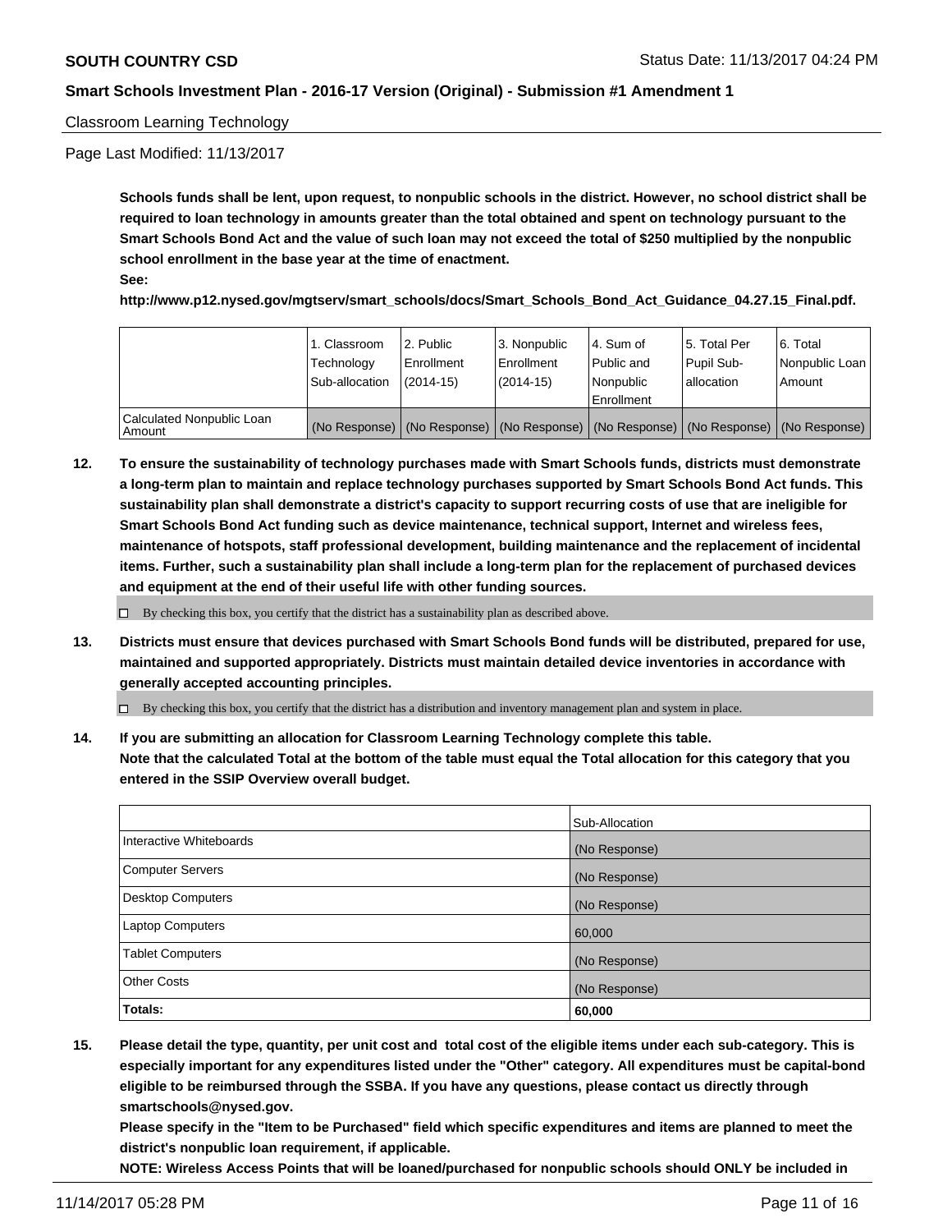Classroom Learning Technology

Page Last Modified: 11/13/2017

**Schools funds shall be lent, upon request, to nonpublic schools in the district. However, no school district shall be required to loan technology in amounts greater than the total obtained and spent on technology pursuant to the Smart Schools Bond Act and the value of such loan may not exceed the total of $250 multiplied by the nonpublic school enrollment in the base year at the time of enactment.**
**See:**
**http://www.p12.nysed.gov/mgtserv/smart_schools/docs/Smart_Schools_Bond_Act_Guidance_04.27.15_Final.pdf.**

| | 1. Classroom Technology Sub-allocation | 2. Public Enrollment (2014-15) | 3. Nonpublic Enrollment (2014-15) | 4. Sum of Public and Nonpublic Enrollment | 5. Total Per Pupil Sub-allocation | 6. Total Nonpublic Loan Amount |
|---|---|---|---|---|---|---|
| Calculated Nonpublic Loan Amount | (No Response) | (No Response) | (No Response) | (No Response) | (No Response) | (No Response) |

**12. To ensure the sustainability of technology purchases made with Smart Schools funds, districts must demonstrate a long-term plan to maintain and replace technology purchases supported by Smart Schools Bond Act funds. This sustainability plan shall demonstrate a district's capacity to support recurring costs of use that are ineligible for Smart Schools Bond Act funding such as device maintenance, technical support, Internet and wireless fees, maintenance of hotspots, staff professional development, building maintenance and the replacement of incidental items. Further, such a sustainability plan shall include a long-term plan for the replacement of purchased devices and equipment at the end of their useful life with other funding sources.**

☐ By checking this box, you certify that the district has a sustainability plan as described above.

**13. Districts must ensure that devices purchased with Smart Schools Bond funds will be distributed, prepared for use, maintained and supported appropriately. Districts must maintain detailed device inventories in accordance with generally accepted accounting principles.**

☐ By checking this box, you certify that the district has a distribution and inventory management plan and system in place.

**14. If you are submitting an allocation for Classroom Learning Technology complete this table. Note that the calculated Total at the bottom of the table must equal the Total allocation for this category that you entered in the SSIP Overview overall budget.**

| | Sub-Allocation |
|---|---|
| Interactive Whiteboards | (No Response) |
| Computer Servers | (No Response) |
| Desktop Computers | (No Response) |
| Laptop Computers | 60,000 |
| Tablet Computers | (No Response) |
| Other Costs | (No Response) |
| **Totals:** | **60,000** |

**15. Please detail the type, quantity, per unit cost and total cost of the eligible items under each sub-category. This is especially important for any expenditures listed under the "Other" category. All expenditures must be capital-bond eligible to be reimbursed through the SSBA. If you have any questions, please contact us directly through smartschools@nysed.gov.**
**Please specify in the "Item to be Purchased" field which specific expenditures and items are planned to meet the district's nonpublic loan requirement, if applicable.**
**NOTE: Wireless Access Points that will be loaned/purchased for nonpublic schools should ONLY be included in**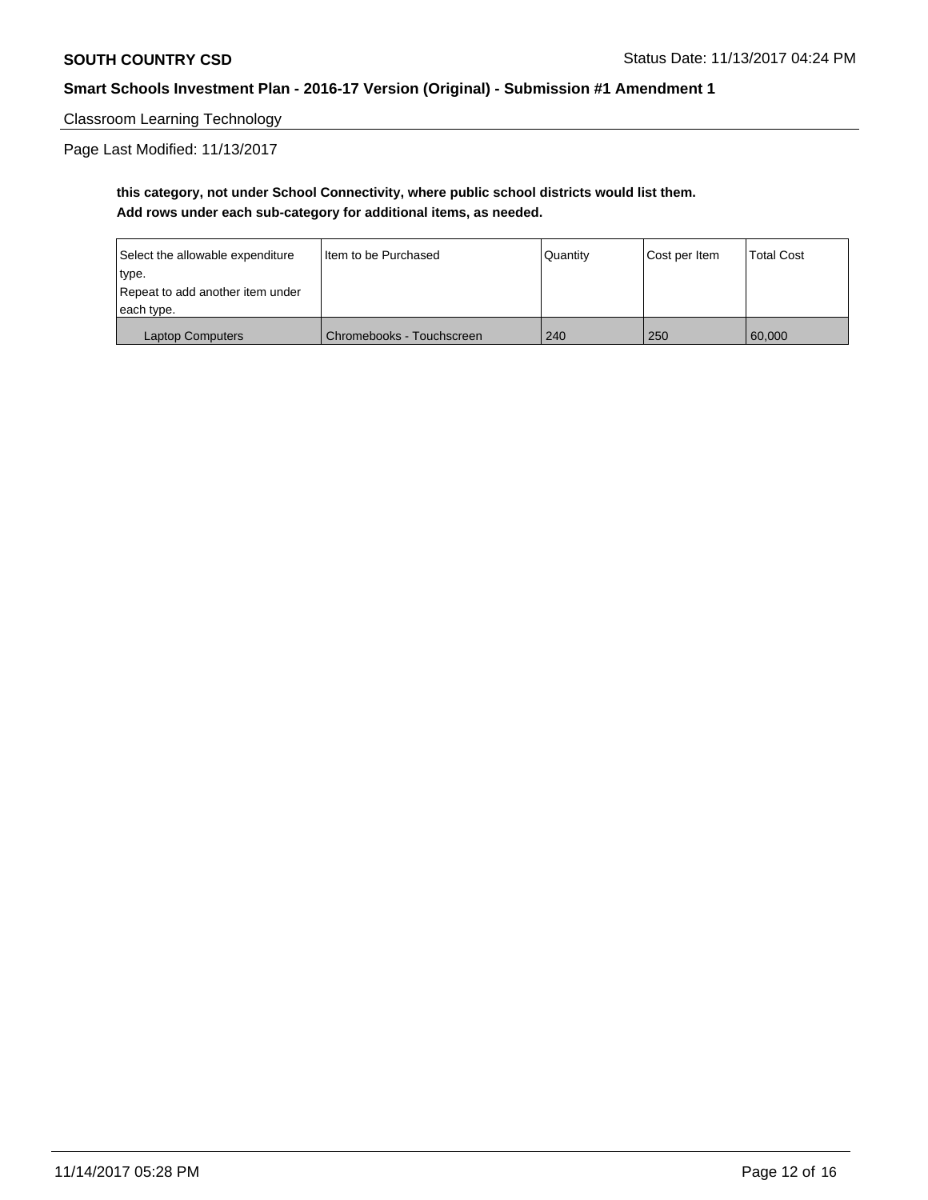Classroom Learning Technology

Page Last Modified: 11/13/2017

**this category, not under School Connectivity, where public school districts would list them.**
**Add rows under each sub-category for additional items, as needed.**

| Select the allowable expenditure type. Repeat to add another item under each type. | Item to be Purchased | Quantity | Cost per Item | Total Cost |
|---|---|---|---|---|
| Laptop Computers | Chromebooks - Touchscreen | 240 | 250 | 60,000 |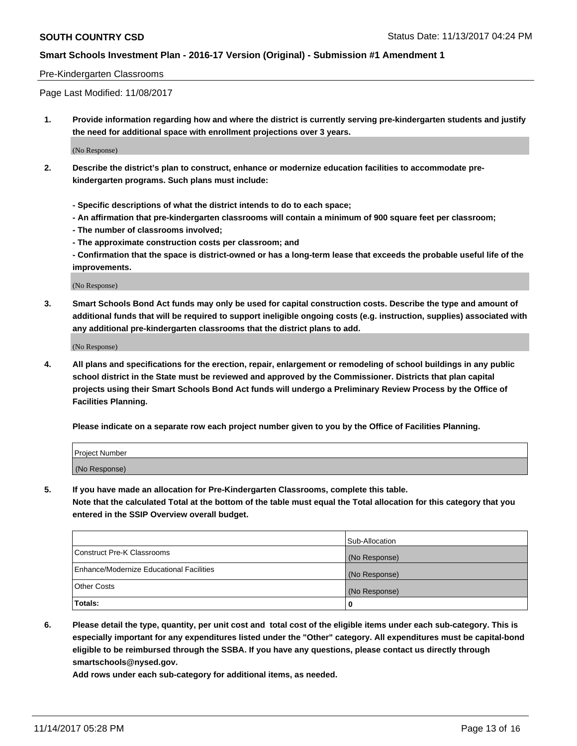Pre-Kindergarten Classrooms

Page Last Modified: 11/08/2017

**1. Provide information regarding how and where the district is currently serving pre-kindergarten students and justify the need for additional space with enrollment projections over 3 years.**

(No Response)

**2. Describe the district's plan to construct, enhance or modernize education facilities to accommodate pre-kindergarten programs. Such plans must include:**

**- Specific descriptions of what the district intends to do to each space;**
**- An affirmation that pre-kindergarten classrooms will contain a minimum of 900 square feet per classroom;**
**- The number of classrooms involved;**
**- The approximate construction costs per classroom; and**
**- Confirmation that the space is district-owned or has a long-term lease that exceeds the probable useful life of the improvements.**

(No Response)

**3. Smart Schools Bond Act funds may only be used for capital construction costs. Describe the type and amount of additional funds that will be required to support ineligible ongoing costs (e.g. instruction, supplies) associated with any additional pre-kindergarten classrooms that the district plans to add.**

(No Response)

**4. All plans and specifications for the erection, repair, enlargement or remodeling of school buildings in any public school district in the State must be reviewed and approved by the Commissioner. Districts that plan capital projects using their Smart Schools Bond Act funds will undergo a Preliminary Review Process by the Office of Facilities Planning.**

**Please indicate on a separate row each project number given to you by the Office of Facilities Planning.**

| Project Number |
|---|
| (No Response) |

**5. If you have made an allocation for Pre-Kindergarten Classrooms, complete this table. Note that the calculated Total at the bottom of the table must equal the Total allocation for this category that you entered in the SSIP Overview overall budget.**

| | Sub-Allocation |
|---|---|
| Construct Pre-K Classrooms | (No Response) |
| Enhance/Modernize Educational Facilities | (No Response) |
| Other Costs | (No Response) |
| **Totals:** | **0** |

**6. Please detail the type, quantity, per unit cost and total cost of the eligible items under each sub-category. This is especially important for any expenditures listed under the "Other" category. All expenditures must be capital-bond eligible to be reimbursed through the SSBA. If you have any questions, please contact us directly through smartschools@nysed.gov.**

**Add rows under each sub-category for additional items, as needed.**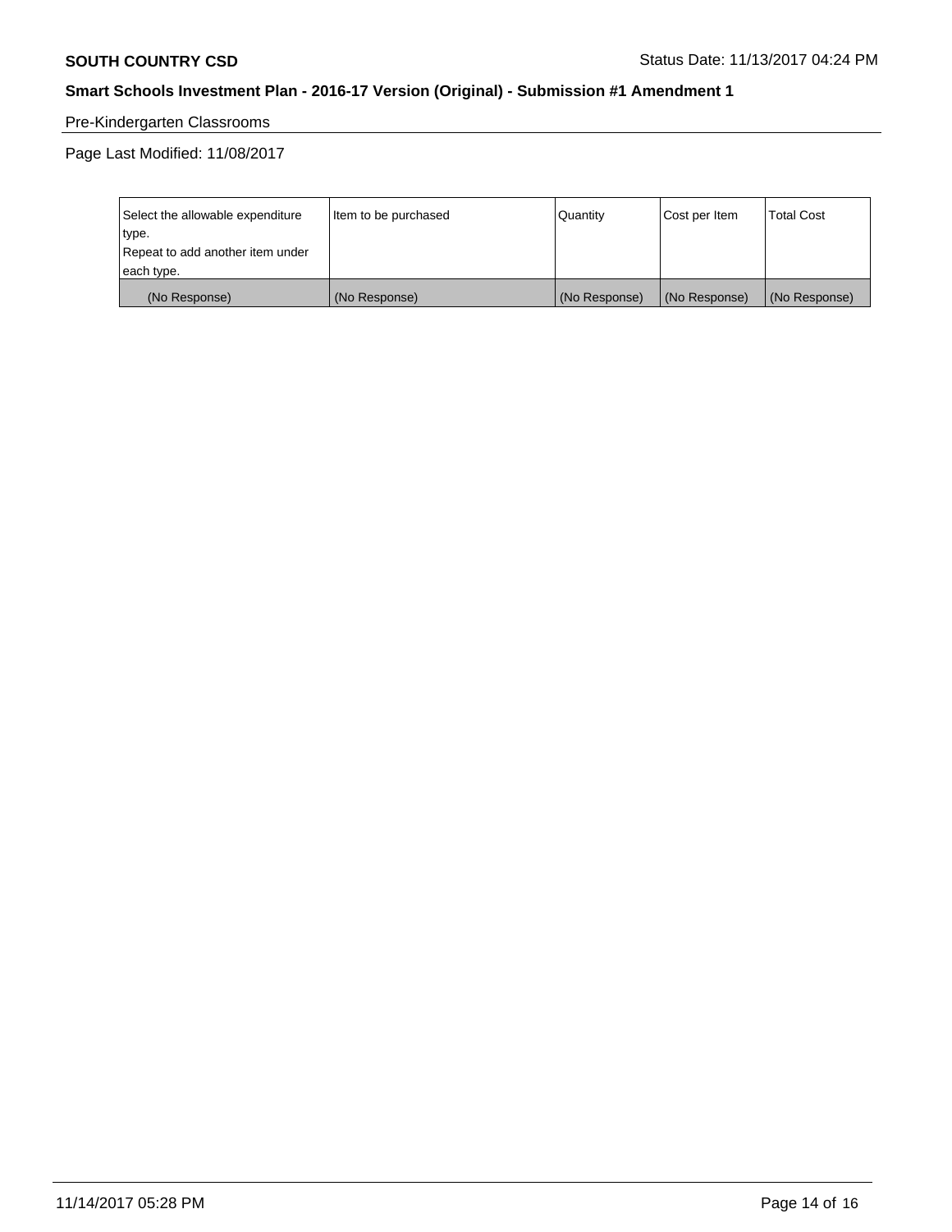Pre-Kindergarten Classrooms

Page Last Modified: 11/08/2017

| Select the allowable expenditure type. Repeat to add another item under each type. | Item to be purchased | Quantity | Cost per Item | Total Cost |
|---|---|---|---|---|
| (No Response) | (No Response) | (No Response) | (No Response) | (No Response) |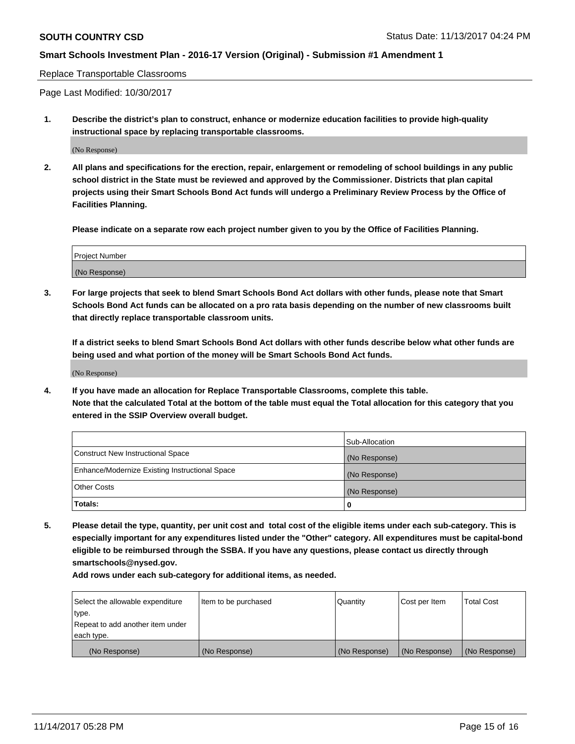## Replace Transportable Classrooms

Page Last Modified: 10/30/2017

**1. Describe the district's plan to construct, enhance or modernize education facilities to provide high-quality instructional space by replacing transportable classrooms.**

(No Response)

**2. All plans and specifications for the erection, repair, enlargement or remodeling of school buildings in any public school district in the State must be reviewed and approved by the Commissioner. Districts that plan capital projects using their Smart Schools Bond Act funds will undergo a Preliminary Review Process by the Office of Facilities Planning.**

**Please indicate on a separate row each project number given to you by the Office of Facilities Planning.**

| Project Number |
|---|
| (No Response) |

**3. For large projects that seek to blend Smart Schools Bond Act dollars with other funds, please note that Smart Schools Bond Act funds can be allocated on a pro rata basis depending on the number of new classrooms built that directly replace transportable classroom units.**

**If a district seeks to blend Smart Schools Bond Act dollars with other funds describe below what other funds are being used and what portion of the money will be Smart Schools Bond Act funds.**

(No Response)

**4. If you have made an allocation for Replace Transportable Classrooms, complete this table. Note that the calculated Total at the bottom of the table must equal the Total allocation for this category that you entered in the SSIP Overview overall budget.**

| | Sub-Allocation |
|---|---|
| Construct New Instructional Space | (No Response) |
| Enhance/Modernize Existing Instructional Space | (No Response) |
| Other Costs | (No Response) |
| **Totals:** | **0** |

**5. Please detail the type, quantity, per unit cost and total cost of the eligible items under each sub-category. This is especially important for any expenditures listed under the "Other" category. All expenditures must be capital-bond eligible to be reimbursed through the SSBA. If you have any questions, please contact us directly through smartschools@nysed.gov.**

**Add rows under each sub-category for additional items, as needed.**

| Select the allowable expenditure type. Repeat to add another item under each type. | Item to be purchased | Quantity | Cost per Item | Total Cost |
|---|---|---|---|---|
| (No Response) | (No Response) | (No Response) | (No Response) | (No Response) |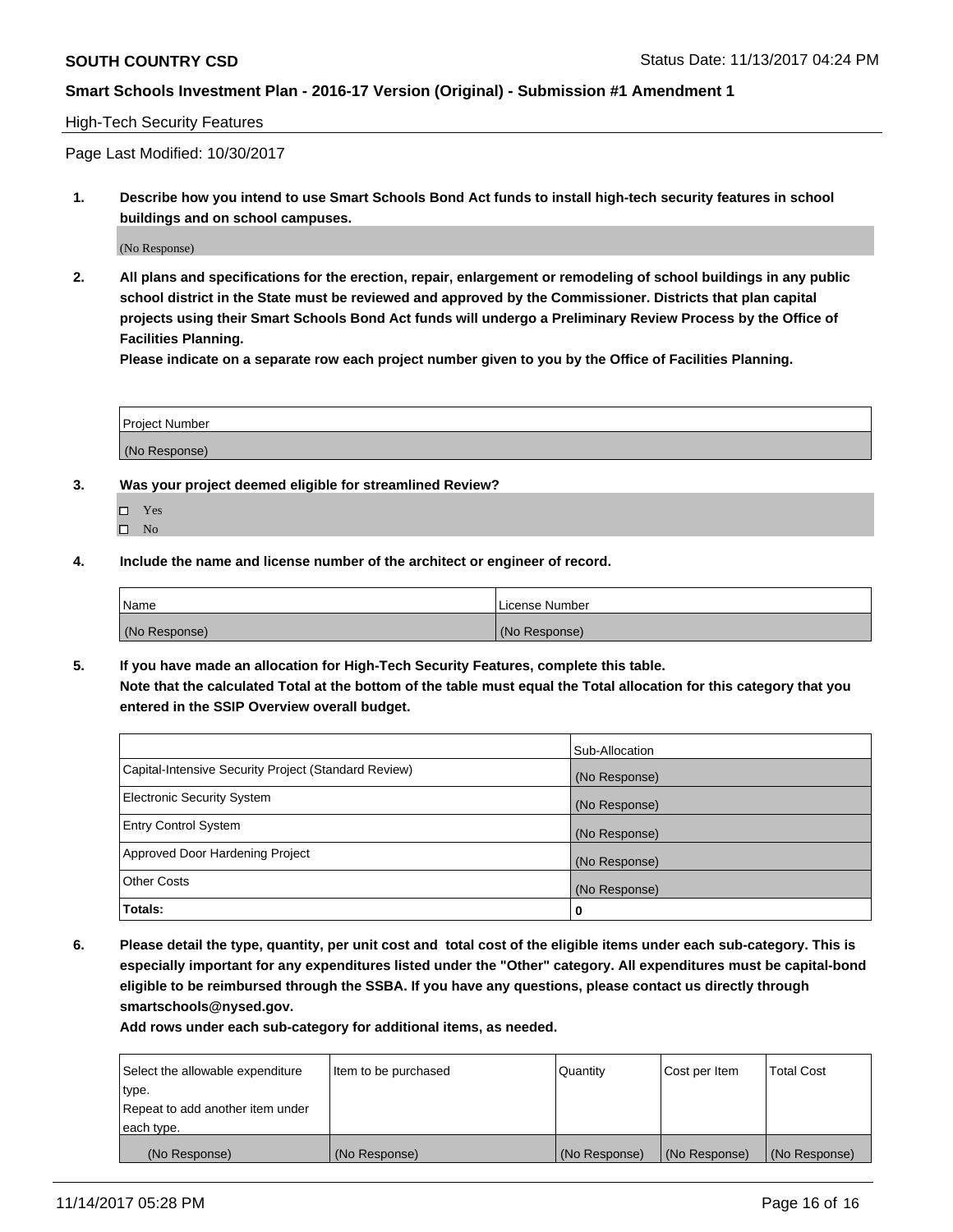**SOUTH COUNTRY CSD** Status Date: 11/13/2017 04:24 PM

**Smart Schools Investment Plan - 2016-17 Version (Original) - Submission #1 Amendment 1**

High-Tech Security Features

Page Last Modified: 10/30/2017

**1. Describe how you intend to use Smart Schools Bond Act funds to install high-tech security features in school buildings and on school campuses.**

(No Response)

**2. All plans and specifications for the erection, repair, enlargement or remodeling of school buildings in any public school district in the State must be reviewed and approved by the Commissioner. Districts that plan capital projects using their Smart Schools Bond Act funds will undergo a Preliminary Review Process by the Office of Facilities Planning.**

**Please indicate on a separate row each project number given to you by the Office of Facilities Planning.**

| Project Number |
| --- |
| (No Response) |

**3. Was your project deemed eligible for streamlined Review?**

- ☐ Yes
- ☐ No

**4. Include the name and license number of the architect or engineer of record.**

| Name | License Number |
| --- | --- |
| (No Response) | (No Response) |

**5. If you have made an allocation for High-Tech Security Features, complete this table.**
**Note that the calculated Total at the bottom of the table must equal the Total allocation for this category that you entered in the SSIP Overview overall budget.**

| | Sub-Allocation |
| --- | --- |
| Capital-Intensive Security Project (Standard Review) | (No Response) |
| Electronic Security System | (No Response) |
| Entry Control System | (No Response) |
| Approved Door Hardening Project | (No Response) |
| Other Costs | (No Response) |
| **Totals:** | **0** |

**6. Please detail the type, quantity, per unit cost and total cost of the eligible items under each sub-category. This is especially important for any expenditures listed under the "Other" category. All expenditures must be capital-bond eligible to be reimbursed through the SSBA. If you have any questions, please contact us directly through smartschools@nysed.gov.**

**Add rows under each sub-category for additional items, as needed.**

| Select the allowable expenditure type. Repeat to add another item under each type. | Item to be purchased | Quantity | Cost per Item | Total Cost |
| --- | --- | --- | --- | --- |
| (No Response) | (No Response) | (No Response) | (No Response) | (No Response) |